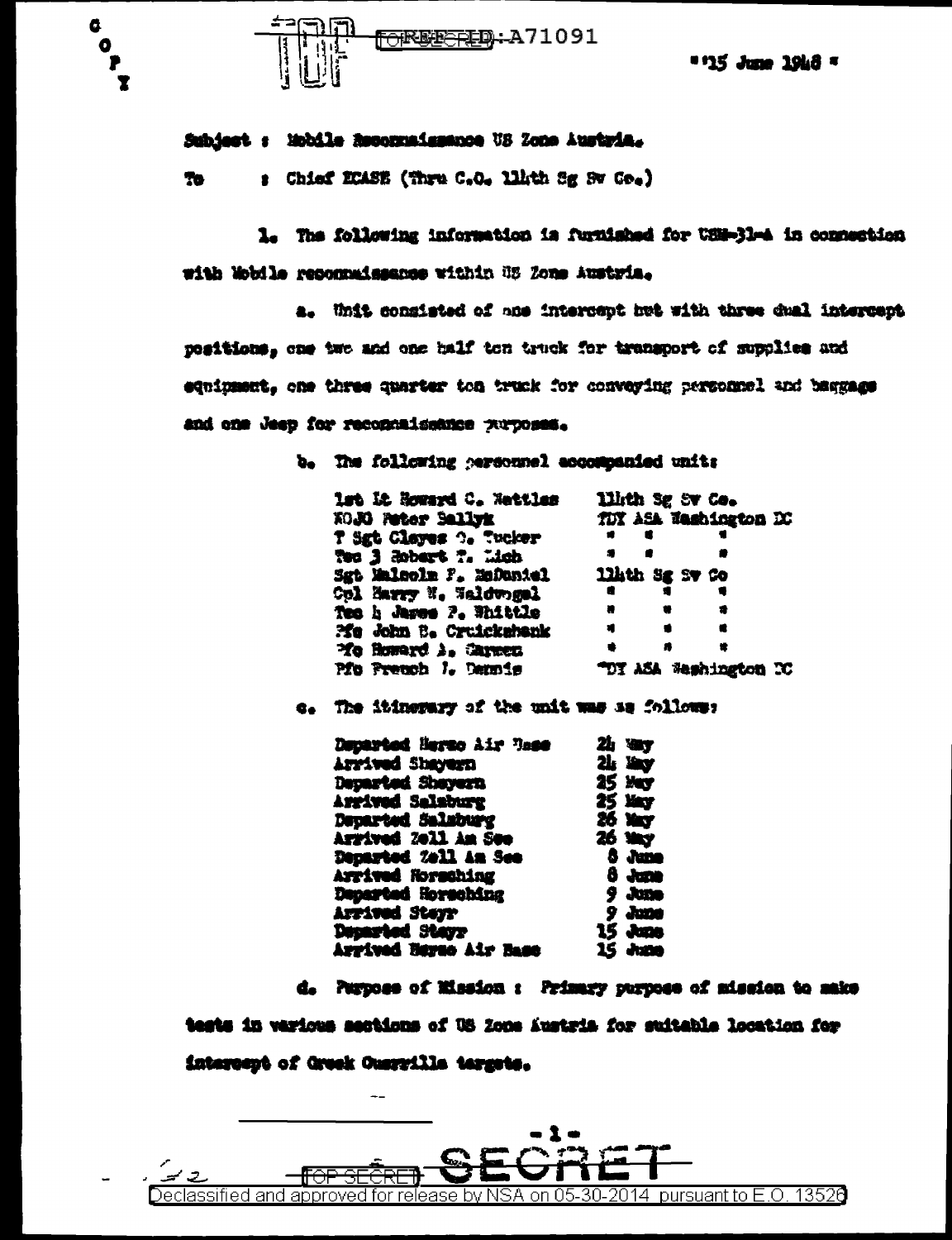C
O
P
Y

TOP SECRET: A71091

"15 June 1948"

Subject : Mobile Reconnaissance US Zone Austria.

To : Chief ECASE (Thru C.O. 114th Sg Sv Co.)

1. The following information is furnished for USM-31-A in connection with Mobile reconnaissance within US Zone Austria.

a. Unit consisted of one intercept hut with three dual intercept positions, one two and one half ton truck for transport of supplies and equipment, one three quarter ton truck for conveying personnel and baggage and one Jeep for reconnaissance purposes.

b. The following personnel accompanied unit:

| | |
|---|---|
| 1st Lt Howard C. Nettles | 114th Sg Sv Co. |
| WOJG Peter Sallyk | TDY ASA Washington DC |
| T Sgt Clayes O. Tucker | " " " |
| Tec 3 Robert T. Lich | " " " |
| Sgt Malcolm F. McDaniel | 114th Sg Sv Co |
| Cpl Harry W. Waldvogel | " " " |
| Tec 4 James P. Whittle | " " " |
| Pfc John B. Cruickshank | " " " |
| Pfc Howard A. Carmen | " " " |
| Pfc French J. Dennis | TDY ASA Washington DC |

c. The itinerary of the unit was as follows:

| | |
|---|---|
| Departed Herzo Air Base | 24 May |
| Arrived Shayern | 24 May |
| Departed Shayern | 25 May |
| Arrived Salzburg | 25 May |
| Departed Salzburg | 26 May |
| Arrived Zell Am See | 26 May |
| Departed Zell Am See | 8 June |
| Arrived Horsching | 8 June |
| Departed Horsching | 9 June |
| Arrived Steyr | 9 June |
| Departed Steyr | 15 June |
| Arrived Herzo Air Base | 15 June |

d. Purpose of Mission : Primary purpose of mission to make tests in various sections of US Zone Austria for suitable location for intercept of Greek Guerrilla targets.

TOP SECRET SECRET

Declassified and approved for release by NSA on 05-30-2014 pursuant to E.O. 13526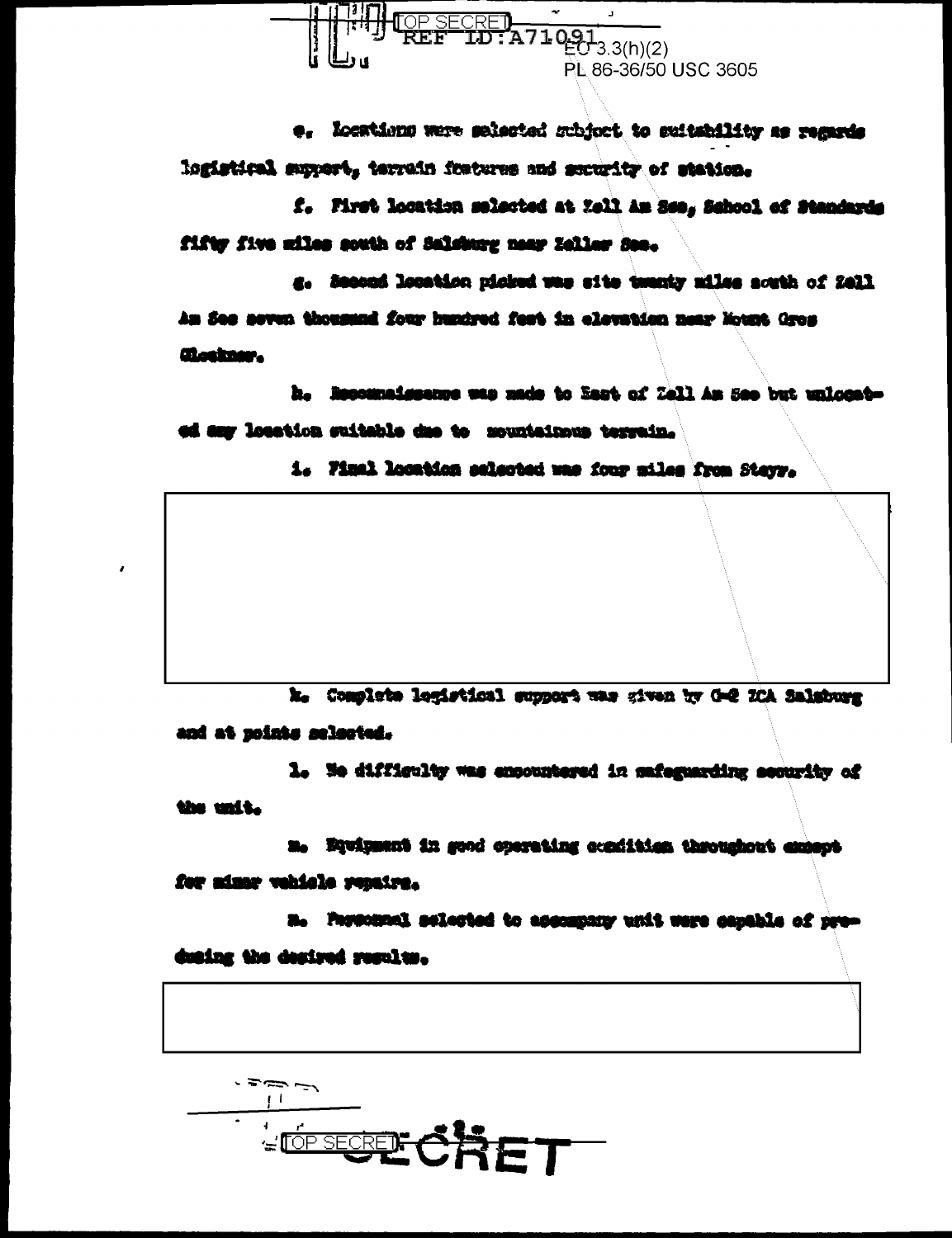TOP SECRET REF ID:A71091 EO 3.3(h)(2) PL 86-36/50 USC 3605

e. Locations were selected subject to suitability as regards logistical support, terrain features and security of station.

f. First location selected at Zell Am See, School of Standards fifty five miles south of Salzburg near Zeller See.

g. Second location picked was site twenty miles south of Zell Am See seven thousand four hundred feet in elevation near Mount Gros Glockner.

h. Reconnaissance was made to East of Zell Am See but unlocated any location suitable due to mountainous terrain.

i. Final location selected was four miles from Steyr.

k. Complete logistical support was given by G-2 ZCA Salzburg and at points selected.

l. No difficulty was encountered in safeguarding security of the unit.

m. Equipment in good operating condition throughout except for minor vehicle repairs.

n. Personnel selected to accompany unit were capable of producing the desired results.

TOP SECRET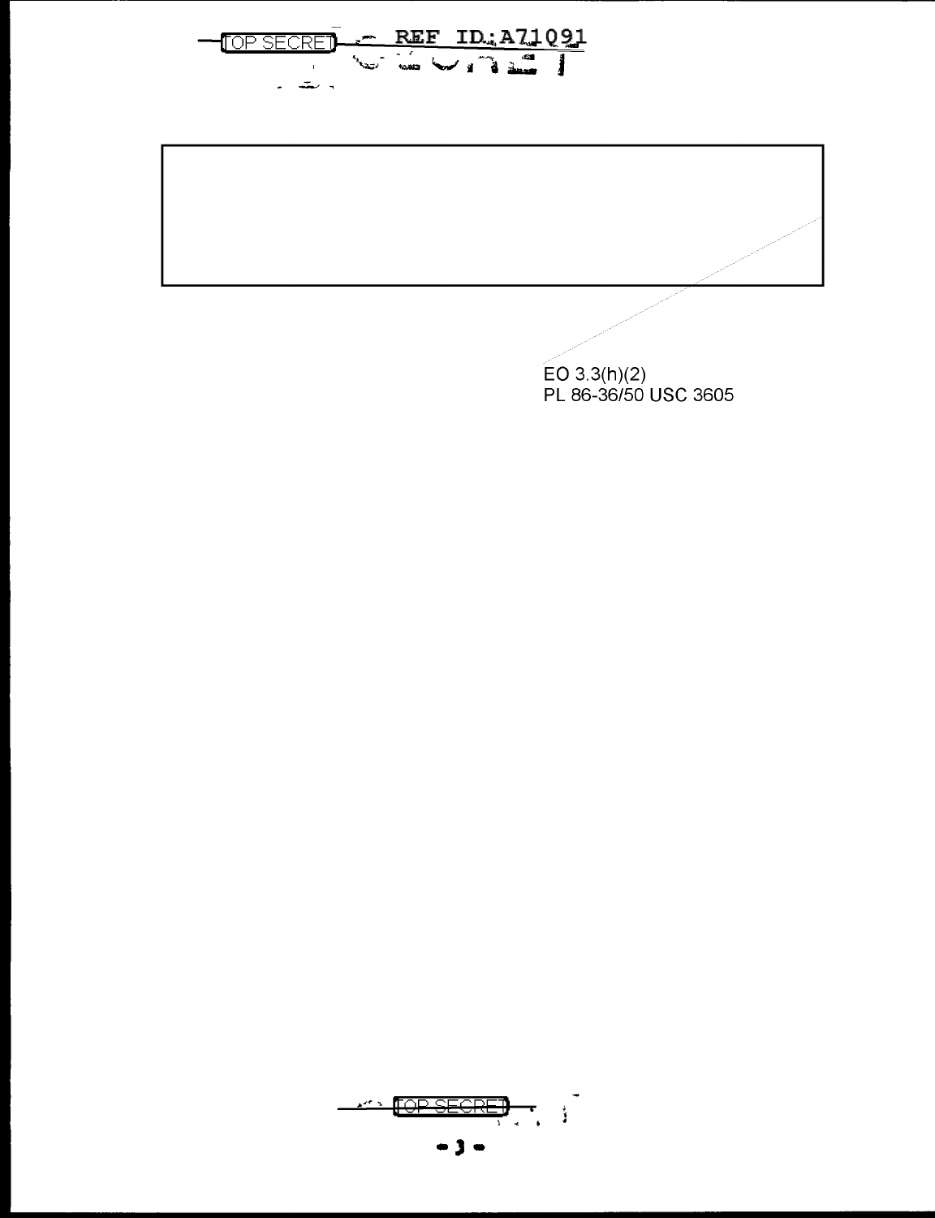EO 3.3(h)(2)
PL 86-36/50 USC 3605